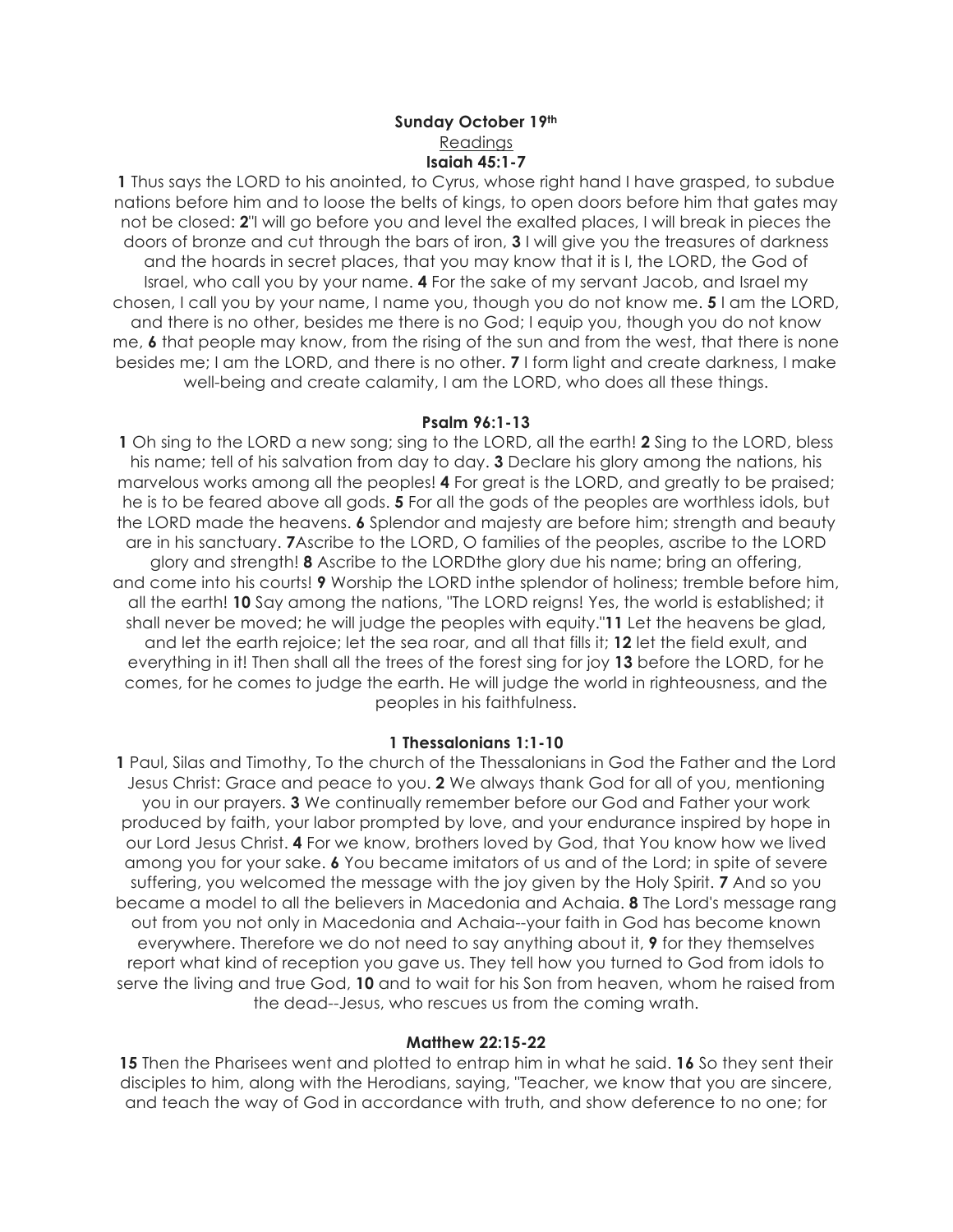**Sunday October 19th**

Readings

**Isaiah 45:1-7**

**1** Thus says the LORD to his anointed, to Cyrus, whose right hand I have grasped, to subdue nations before him and to loose the belts of kings, to open doors before him that gates may not be closed: **2**"I will go before you and level the exalted places, I will break in pieces the doors of bronze and cut through the bars of iron, **3** I will give you the treasures of darkness and the hoards in secret places, that you may know that it is I, the LORD, the God of Israel, who call you by your name. **4** For the sake of my servant Jacob, and Israel my chosen, I call you by your name, I name you, though you do not know me. **5** I am the LORD, and there is no other, besides me there is no God; I equip you, though you do not know me, **6** that people may know, from the rising of the sun and from the west, that there is none besides me; I am the LORD, and there is no other. **7** I form light and create darkness, I make well-being and create calamity, I am the LORD, who does all these things.

**Psalm 96:1-13**

**1** Oh sing to the LORD a new song; sing to the LORD, all the earth! **2** Sing to the LORD, bless his name; tell of his salvation from day to day. **3** Declare his glory among the nations, his marvelous works among all the peoples! **4** For great is the LORD, and greatly to be praised; he is to be feared above all gods. **5** For all the gods of the peoples are worthless idols, but the LORD made the heavens. **6** Splendor and majesty are before him; strength and beauty are in his sanctuary. **7**Ascribe to the LORD, O families of the peoples, ascribe to the LORD glory and strength! **8** Ascribe to the LORDthe glory due his name; bring an offering, and come into his courts! **9** Worship the LORD inthe splendor of holiness; tremble before him, all the earth! **10** Say among the nations, "The LORD reigns! Yes, the world is established; it shall never be moved; he will judge the peoples with equity."**11** Let the heavens be glad, and let the earth rejoice; let the sea roar, and all that fills it; **12** let the field exult, and everything in it! Then shall all the trees of the forest sing for joy **13** before the LORD, for he comes, for he comes to judge the earth. He will judge the world in righteousness, and the peoples in his faithfulness.

**1 Thessalonians 1:1-10**

**1** Paul, Silas and Timothy, To the church of the Thessalonians in God the Father and the Lord Jesus Christ: Grace and peace to you. **2** We always thank God for all of you, mentioning you in our prayers. **3** We continually remember before our God and Father your work produced by faith, your labor prompted by love, and your endurance inspired by hope in our Lord Jesus Christ. **4** For we know, brothers loved by God, that You know how we lived among you for your sake. **6** You became imitators of us and of the Lord; in spite of severe suffering, you welcomed the message with the joy given by the Holy Spirit. **7** And so you became a model to all the believers in Macedonia and Achaia. **8** The Lord's message rang out from you not only in Macedonia and Achaia--your faith in God has become known everywhere. Therefore we do not need to say anything about it, **9** for they themselves report what kind of reception you gave us. They tell how you turned to God from idols to serve the living and true God, **10** and to wait for his Son from heaven, whom he raised from the dead--Jesus, who rescues us from the coming wrath.

**Matthew 22:15-22**

**15** Then the Pharisees went and plotted to entrap him in what he said. **16** So they sent their disciples to him, along with the Herodians, saying, "Teacher, we know that you are sincere, and teach the way of God in accordance with truth, and show deference to no one; for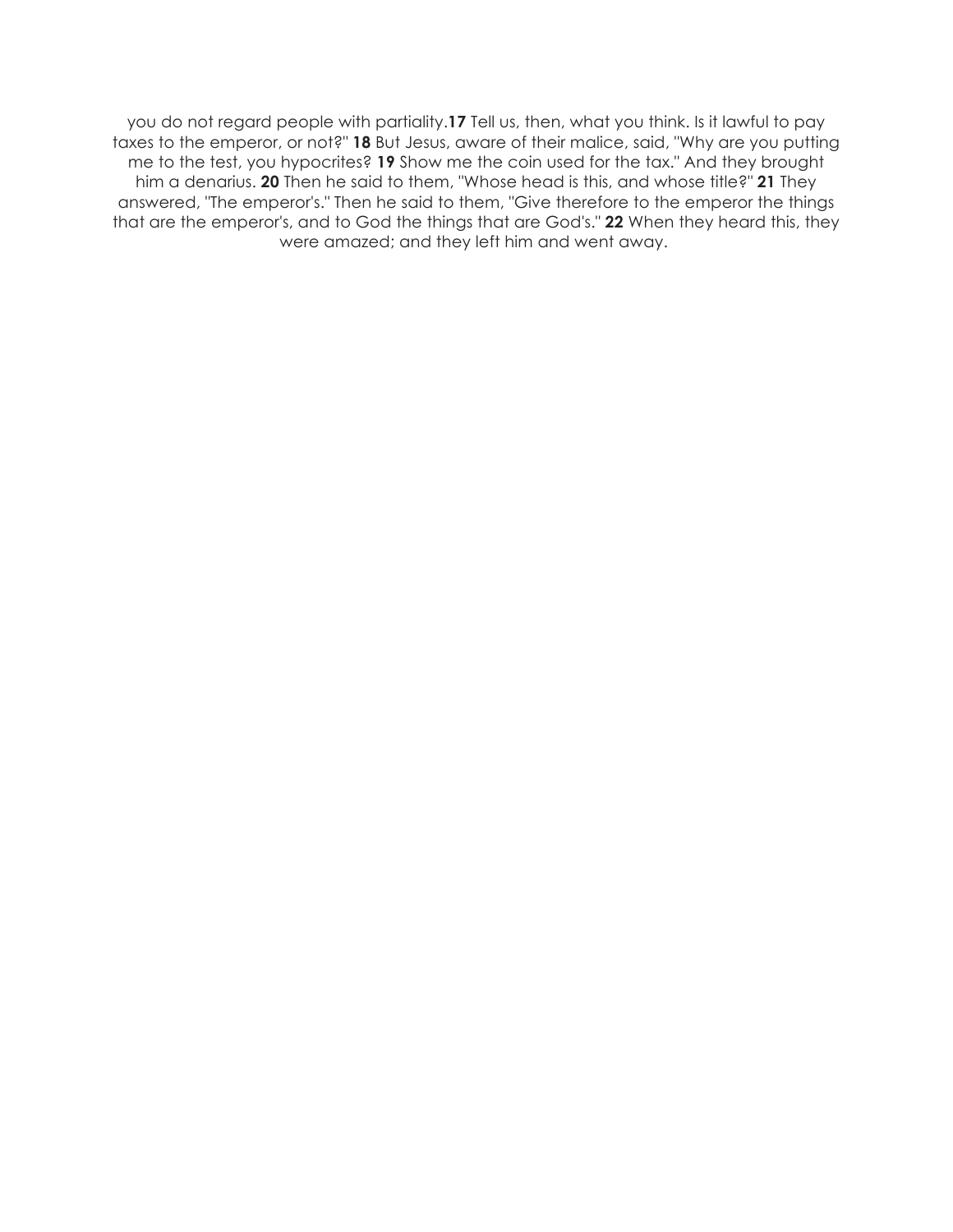you do not regard people with partiality.**17** Tell us, then, what you think. Is it lawful to pay taxes to the emperor, or not?" **18** But Jesus, aware of their malice, said, "Why are you putting me to the test, you hypocrites? **19** Show me the coin used for the tax." And they brought him a denarius. **20** Then he said to them, "Whose head is this, and whose title?" **21** They answered, "The emperor's." Then he said to them, "Give therefore to the emperor the things that are the emperor's, and to God the things that are God's." **22** When they heard this, they were amazed; and they left him and went away.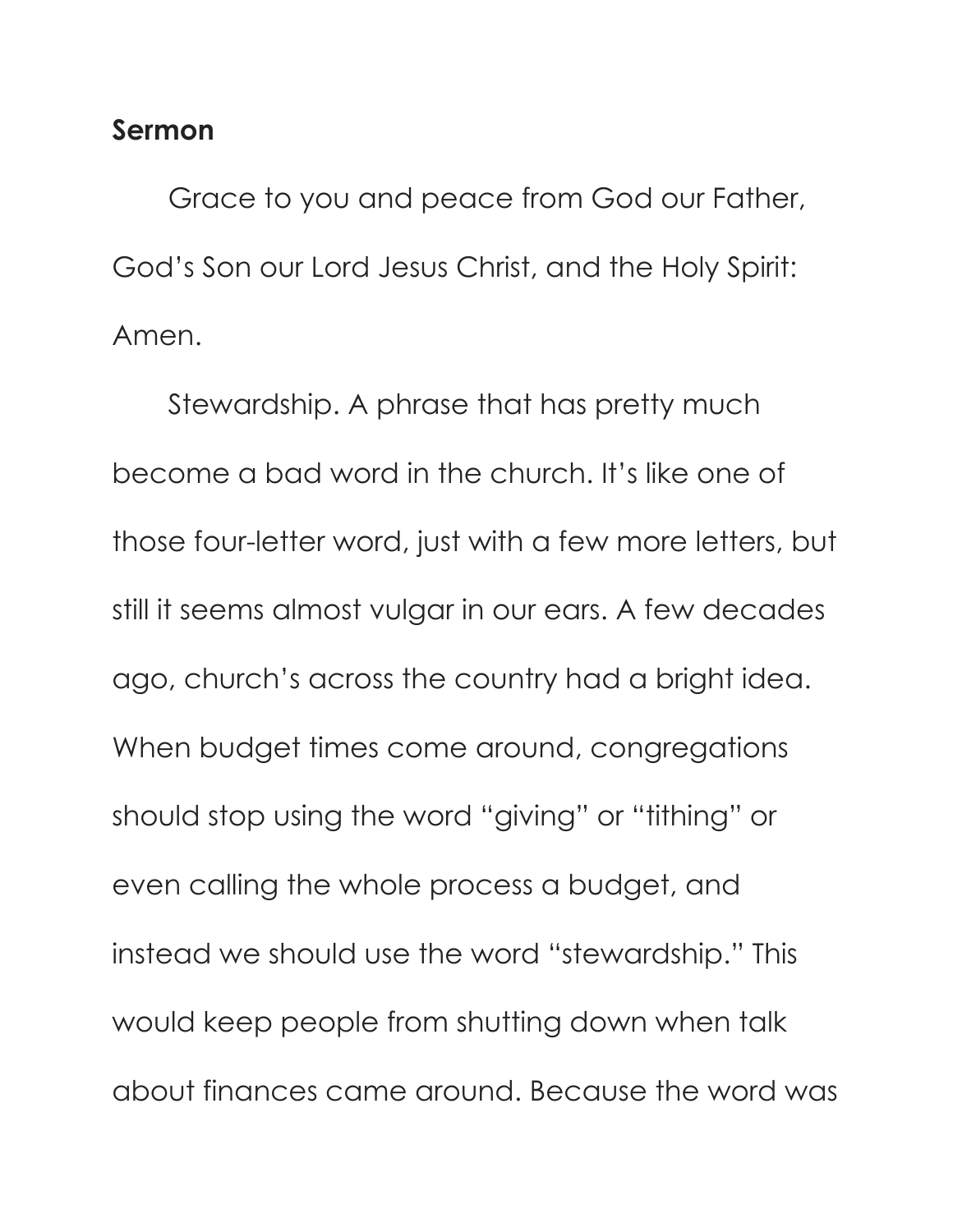**Sermon**

Grace to you and peace from God our Father, God's Son our Lord Jesus Christ, and the Holy Spirit: Amen.

Stewardship. A phrase that has pretty much become a bad word in the church. It's like one of those four-letter word, just with a few more letters, but still it seems almost vulgar in our ears. A few decades ago, church's across the country had a bright idea. When budget times come around, congregations should stop using the word "giving" or "tithing" or even calling the whole process a budget, and instead we should use the word "stewardship." This would keep people from shutting down when talk about finances came around. Because the word was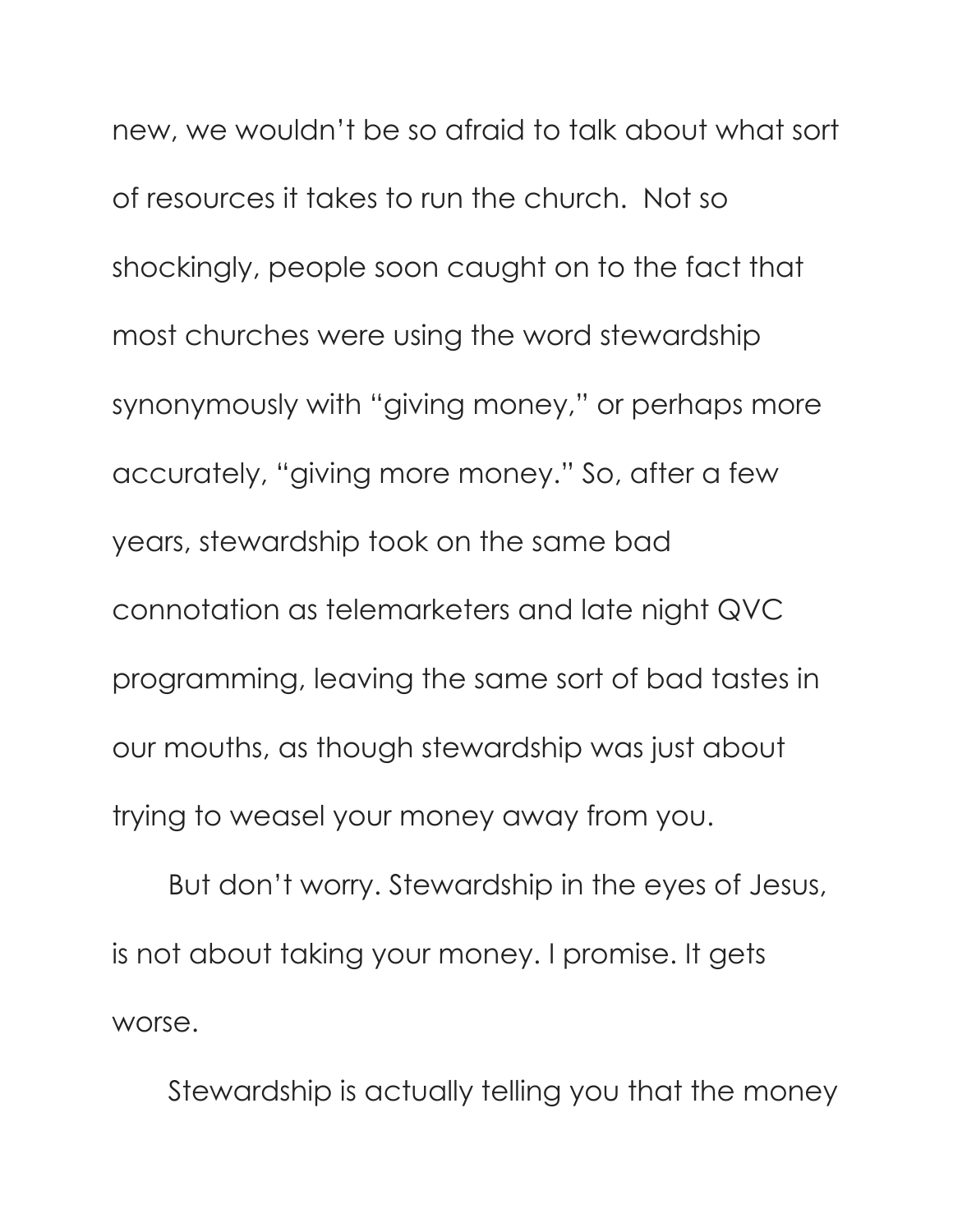new, we wouldn't be so afraid to talk about what sort of resources it takes to run the church. Not so shockingly, people soon caught on to the fact that most churches were using the word stewardship synonymously with "giving money," or perhaps more accurately, "giving more money." So, after a few years, stewardship took on the same bad connotation as telemarketers and late night QVC programming, leaving the same sort of bad tastes in our mouths, as though stewardship was just about trying to weasel your money away from you.

But don't worry. Stewardship in the eyes of Jesus, is not about taking your money. I promise. It gets worse.

Stewardship is actually telling you that the money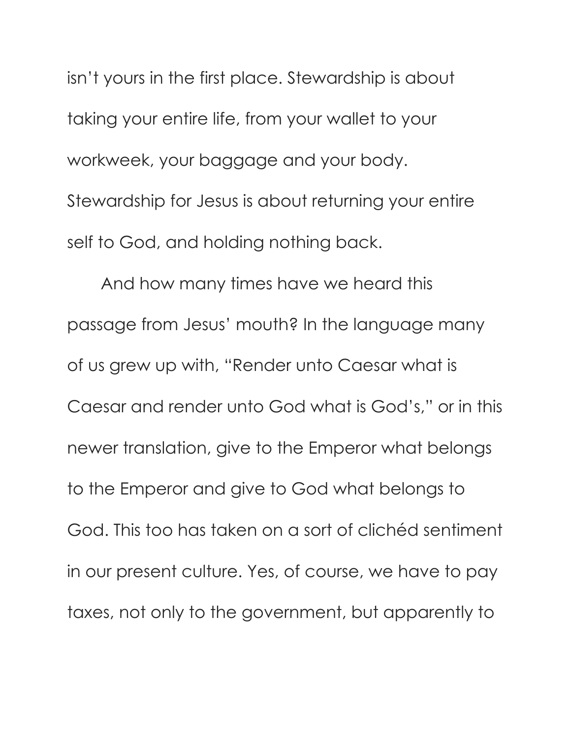isn't yours in the first place. Stewardship is about taking your entire life, from your wallet to your workweek, your baggage and your body. Stewardship for Jesus is about returning your entire self to God, and holding nothing back.

And how many times have we heard this passage from Jesus' mouth? In the language many of us grew up with, "Render unto Caesar what is Caesar and render unto God what is God's," or in this newer translation, give to the Emperor what belongs to the Emperor and give to God what belongs to God. This too has taken on a sort of clichéd sentiment in our present culture. Yes, of course, we have to pay taxes, not only to the government, but apparently to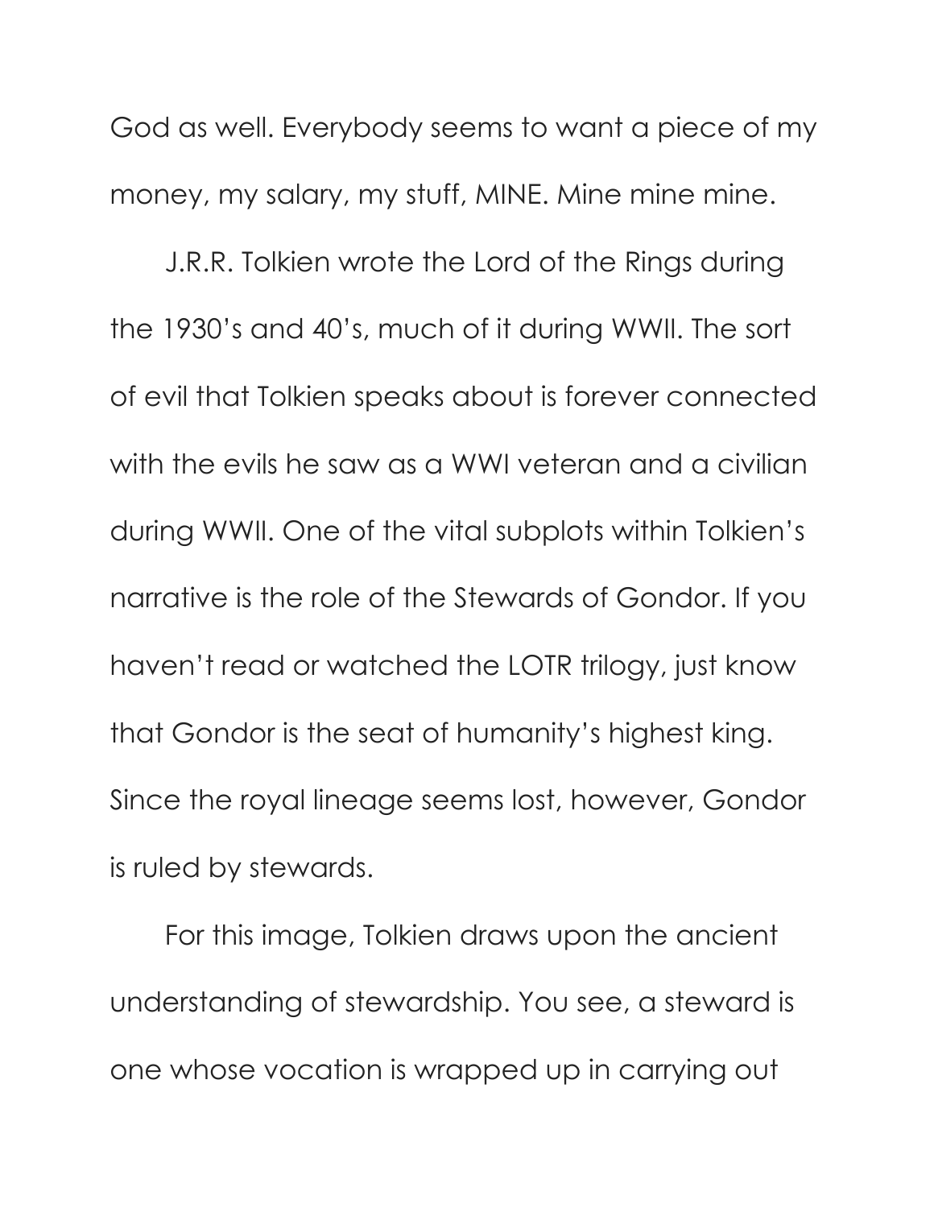God as well. Everybody seems to want a piece of my money, my salary, my stuff, MINE. Mine mine mine.

J.R.R. Tolkien wrote the Lord of the Rings during the 1930's and 40's, much of it during WWII. The sort of evil that Tolkien speaks about is forever connected with the evils he saw as a WWI veteran and a civilian during WWII. One of the vital subplots within Tolkien's narrative is the role of the Stewards of Gondor. If you haven't read or watched the LOTR trilogy, just know that Gondor is the seat of humanity's highest king. Since the royal lineage seems lost, however, Gondor is ruled by stewards.

For this image, Tolkien draws upon the ancient understanding of stewardship. You see, a steward is one whose vocation is wrapped up in carrying out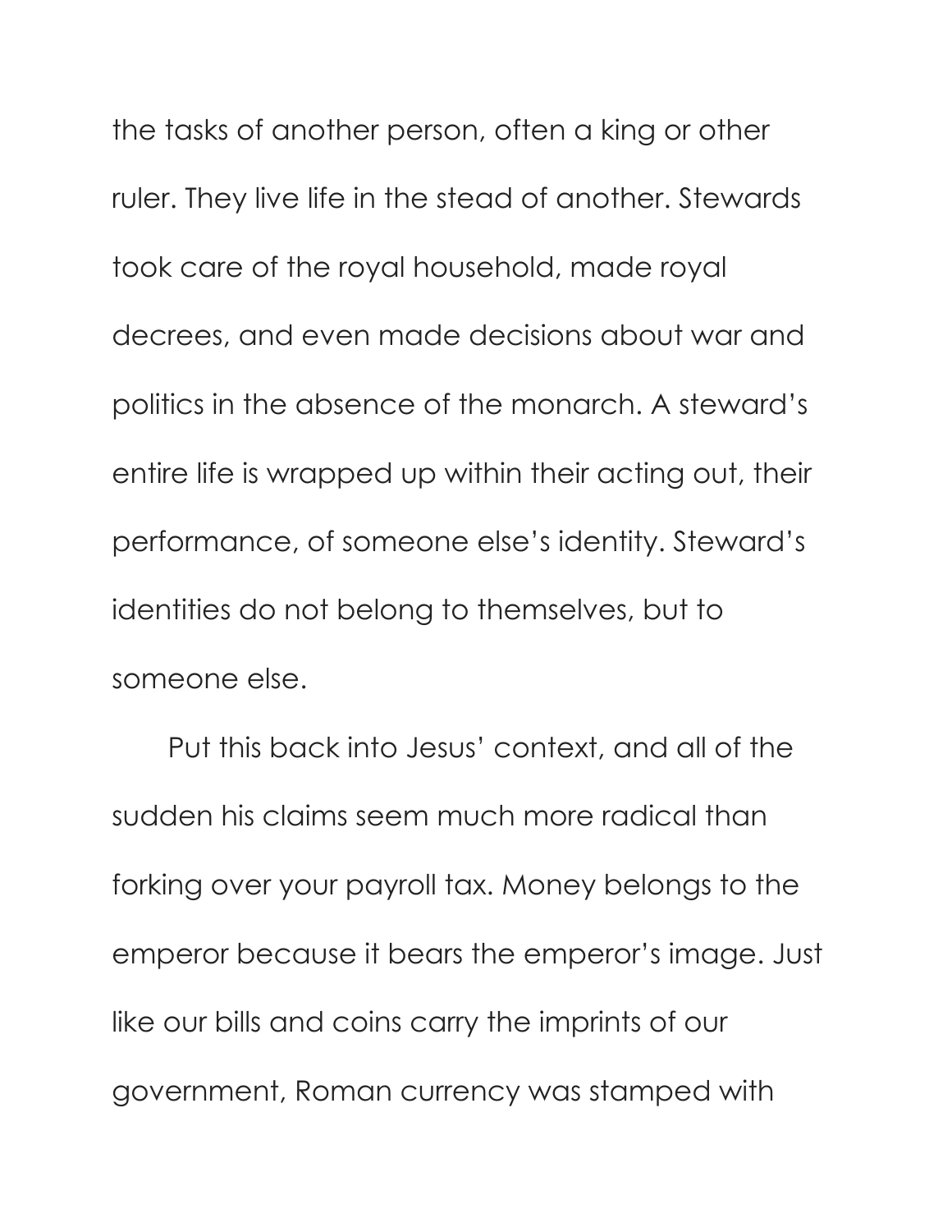the tasks of another person, often a king or other ruler. They live life in the stead of another. Stewards took care of the royal household, made royal decrees, and even made decisions about war and politics in the absence of the monarch. A steward's entire life is wrapped up within their acting out, their performance, of someone else's identity. Steward's identities do not belong to themselves, but to someone else.

Put this back into Jesus' context, and all of the sudden his claims seem much more radical than forking over your payroll tax. Money belongs to the emperor because it bears the emperor's image. Just like our bills and coins carry the imprints of our government, Roman currency was stamped with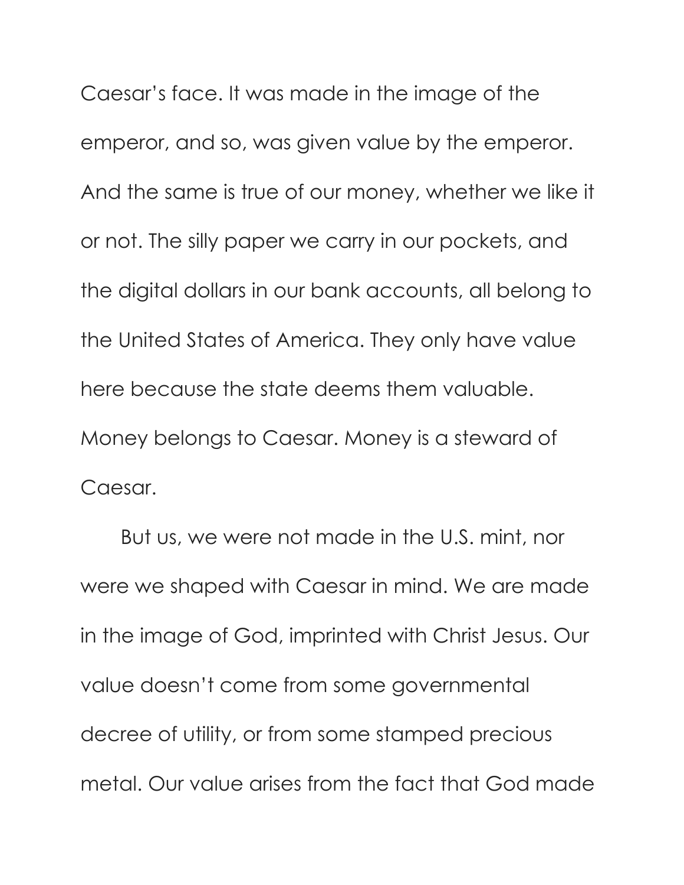Caesar's face. It was made in the image of the emperor, and so, was given value by the emperor. And the same is true of our money, whether we like it or not. The silly paper we carry in our pockets, and the digital dollars in our bank accounts, all belong to the United States of America. They only have value here because the state deems them valuable. Money belongs to Caesar. Money is a steward of Caesar.

But us, we were not made in the U.S. mint, nor were we shaped with Caesar in mind. We are made in the image of God, imprinted with Christ Jesus. Our value doesn't come from some governmental decree of utility, or from some stamped precious metal. Our value arises from the fact that God made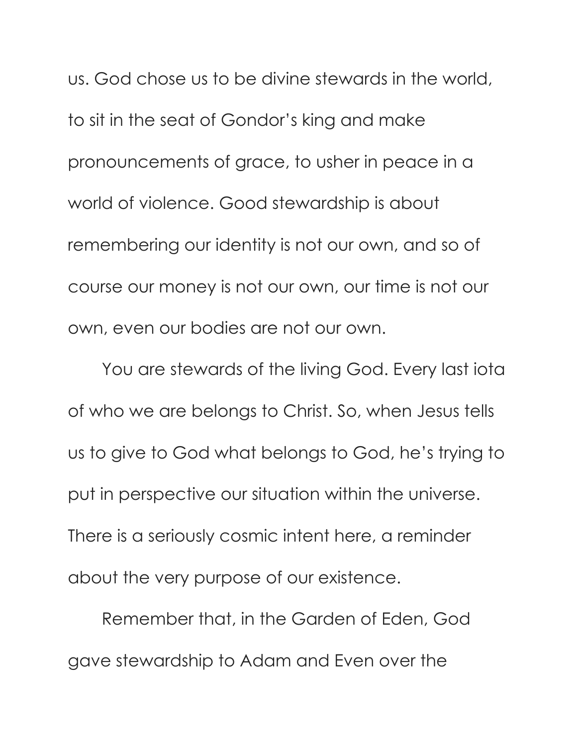us. God chose us to be divine stewards in the world, to sit in the seat of Gondor's king and make pronouncements of grace, to usher in peace in a world of violence. Good stewardship is about remembering our identity is not our own, and so of course our money is not our own, our time is not our own, even our bodies are not our own.

You are stewards of the living God. Every last iota of who we are belongs to Christ. So, when Jesus tells us to give to God what belongs to God, he's trying to put in perspective our situation within the universe. There is a seriously cosmic intent here, a reminder about the very purpose of our existence.

Remember that, in the Garden of Eden, God gave stewardship to Adam and Even over the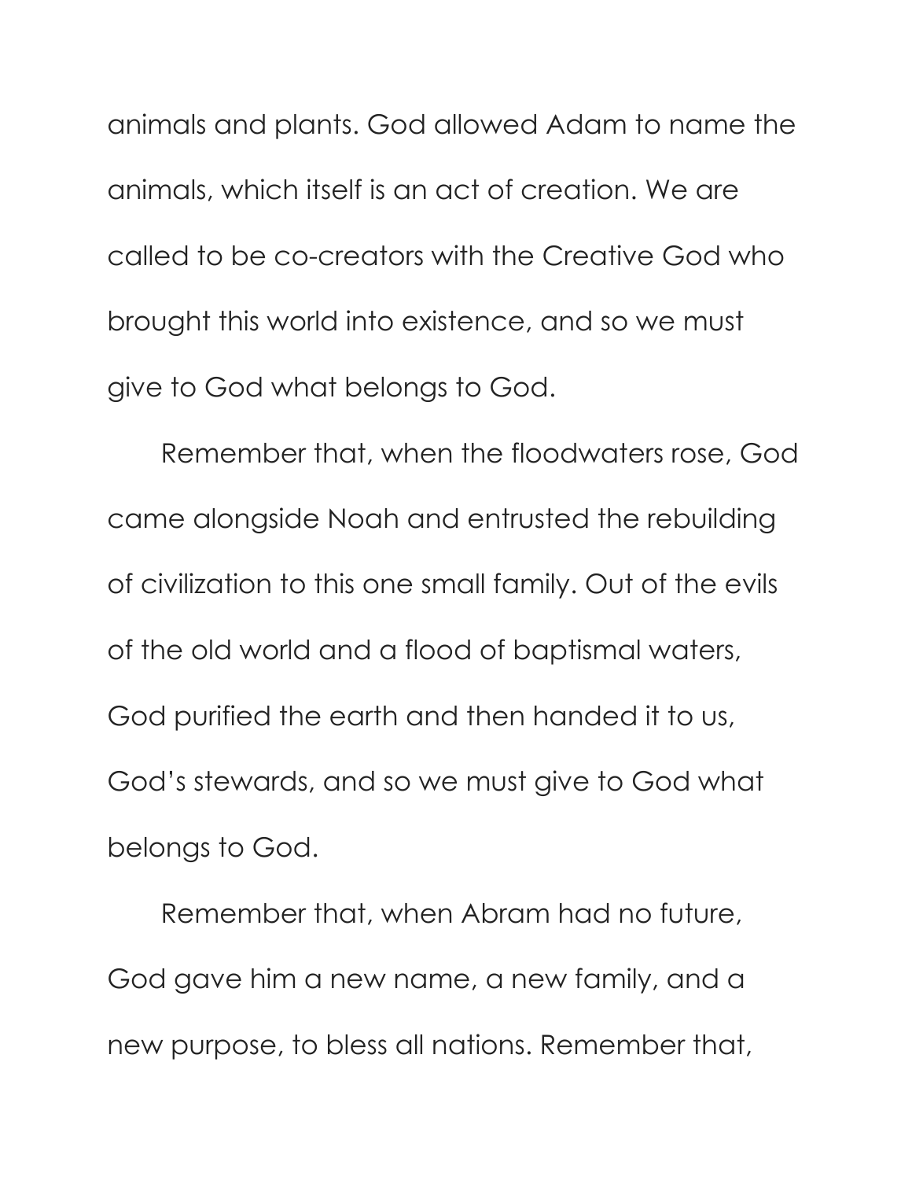animals and plants. God allowed Adam to name the animals, which itself is an act of creation. We are called to be co-creators with the Creative God who brought this world into existence, and so we must give to God what belongs to God.

Remember that, when the floodwaters rose, God came alongside Noah and entrusted the rebuilding of civilization to this one small family. Out of the evils of the old world and a flood of baptismal waters, God purified the earth and then handed it to us, God's stewards, and so we must give to God what belongs to God.

Remember that, when Abram had no future, God gave him a new name, a new family, and a new purpose, to bless all nations. Remember that,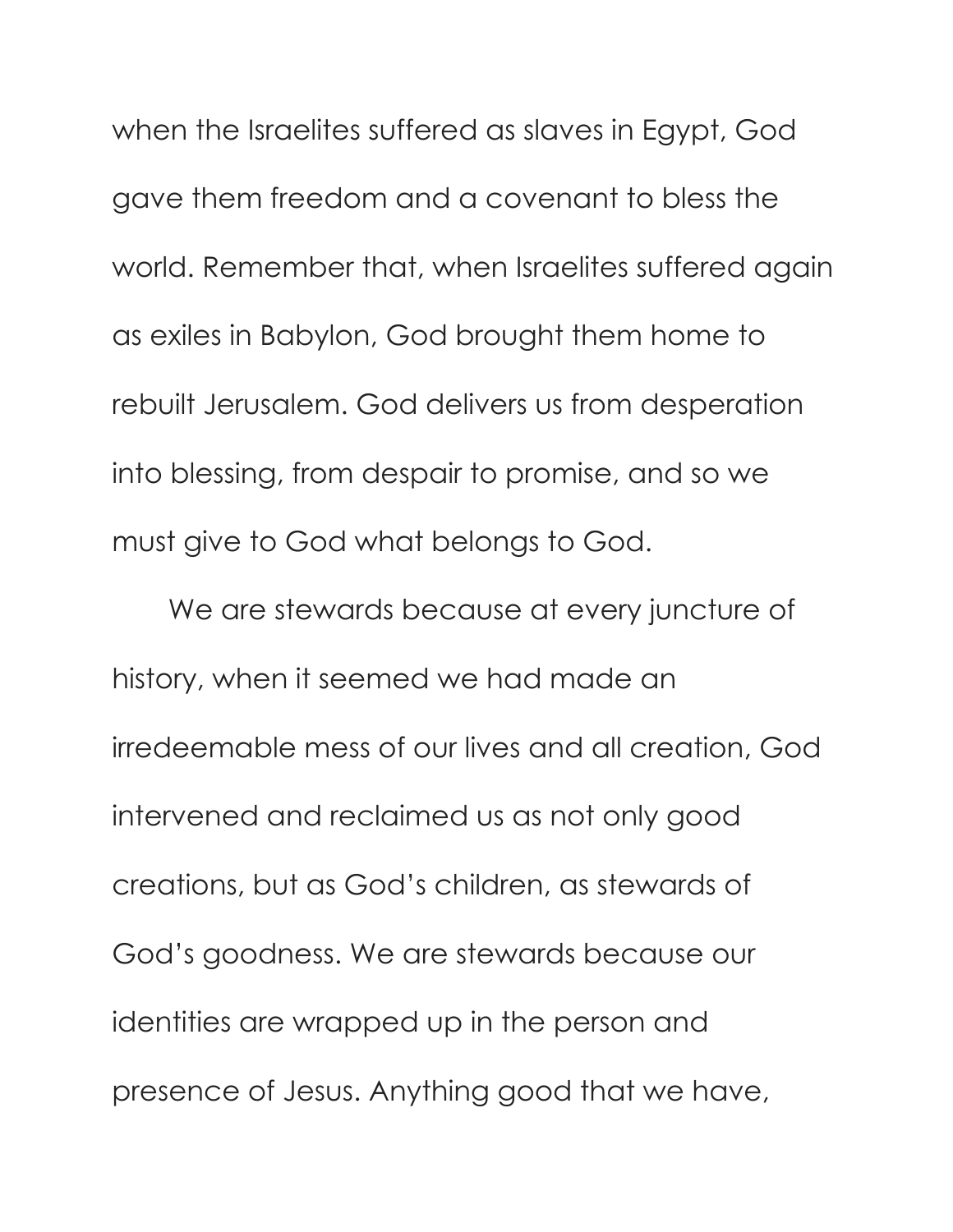when the Israelites suffered as slaves in Egypt, God gave them freedom and a covenant to bless the world. Remember that, when Israelites suffered again as exiles in Babylon, God brought them home to rebuilt Jerusalem. God delivers us from desperation into blessing, from despair to promise, and so we must give to God what belongs to God.

We are stewards because at every juncture of history, when it seemed we had made an irredeemable mess of our lives and all creation, God intervened and reclaimed us as not only good creations, but as God's children, as stewards of God's goodness. We are stewards because our identities are wrapped up in the person and presence of Jesus. Anything good that we have,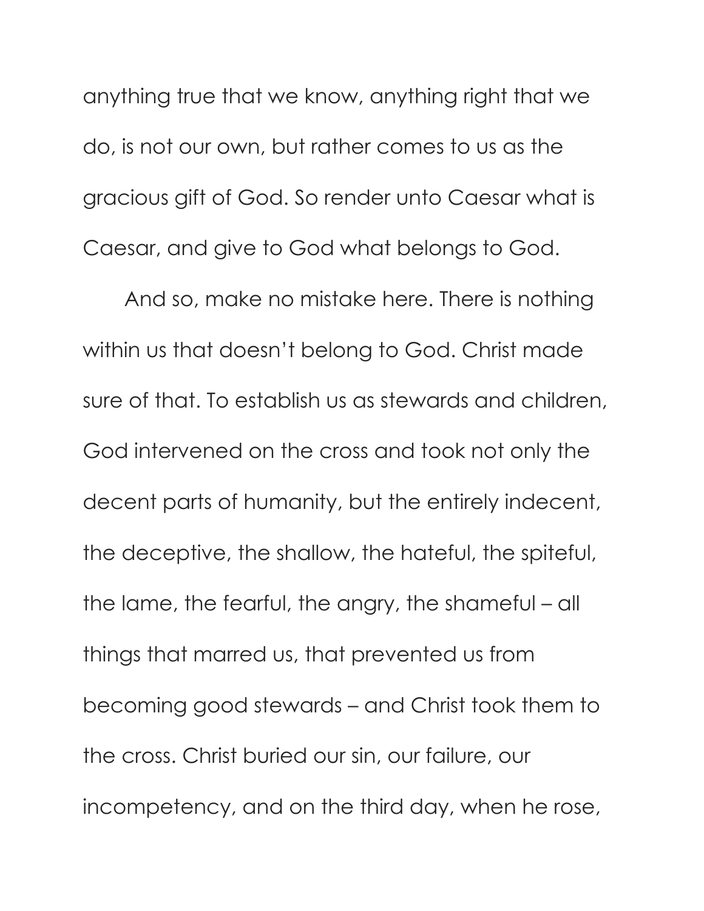anything true that we know, anything right that we do, is not our own, but rather comes to us as the gracious gift of God. So render unto Caesar what is Caesar, and give to God what belongs to God.

And so, make no mistake here. There is nothing within us that doesn't belong to God. Christ made sure of that. To establish us as stewards and children, God intervened on the cross and took not only the decent parts of humanity, but the entirely indecent, the deceptive, the shallow, the hateful, the spiteful, the lame, the fearful, the angry, the shameful – all things that marred us, that prevented us from becoming good stewards – and Christ took them to the cross. Christ buried our sin, our failure, our incompetency, and on the third day, when he rose,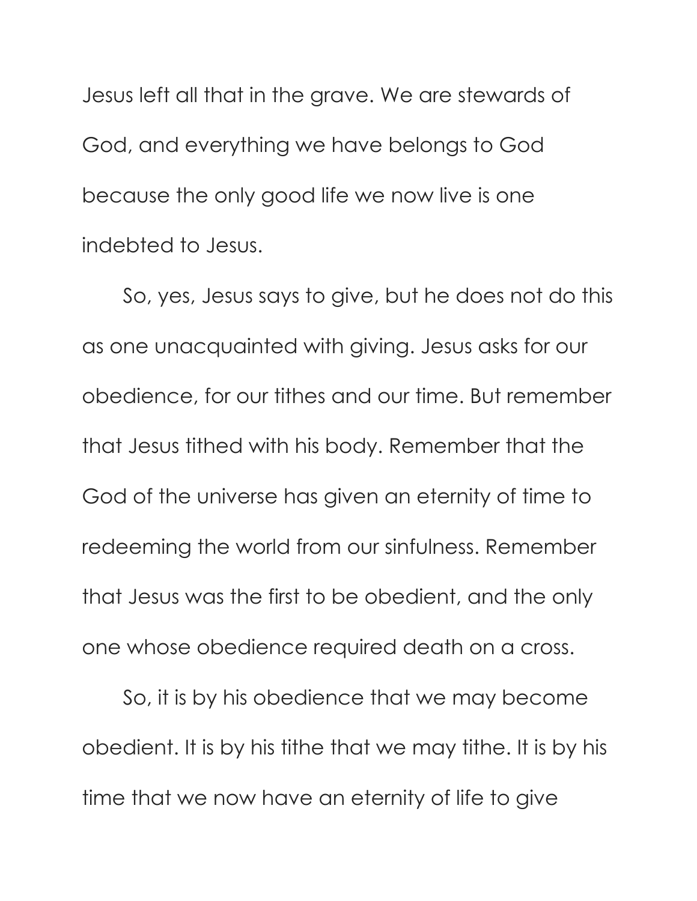Jesus left all that in the grave. We are stewards of God, and everything we have belongs to God because the only good life we now live is one indebted to Jesus.

So, yes, Jesus says to give, but he does not do this as one unacquainted with giving. Jesus asks for our obedience, for our tithes and our time. But remember that Jesus tithed with his body. Remember that the God of the universe has given an eternity of time to redeeming the world from our sinfulness. Remember that Jesus was the first to be obedient, and the only one whose obedience required death on a cross.

So, it is by his obedience that we may become obedient. It is by his tithe that we may tithe. It is by his time that we now have an eternity of life to give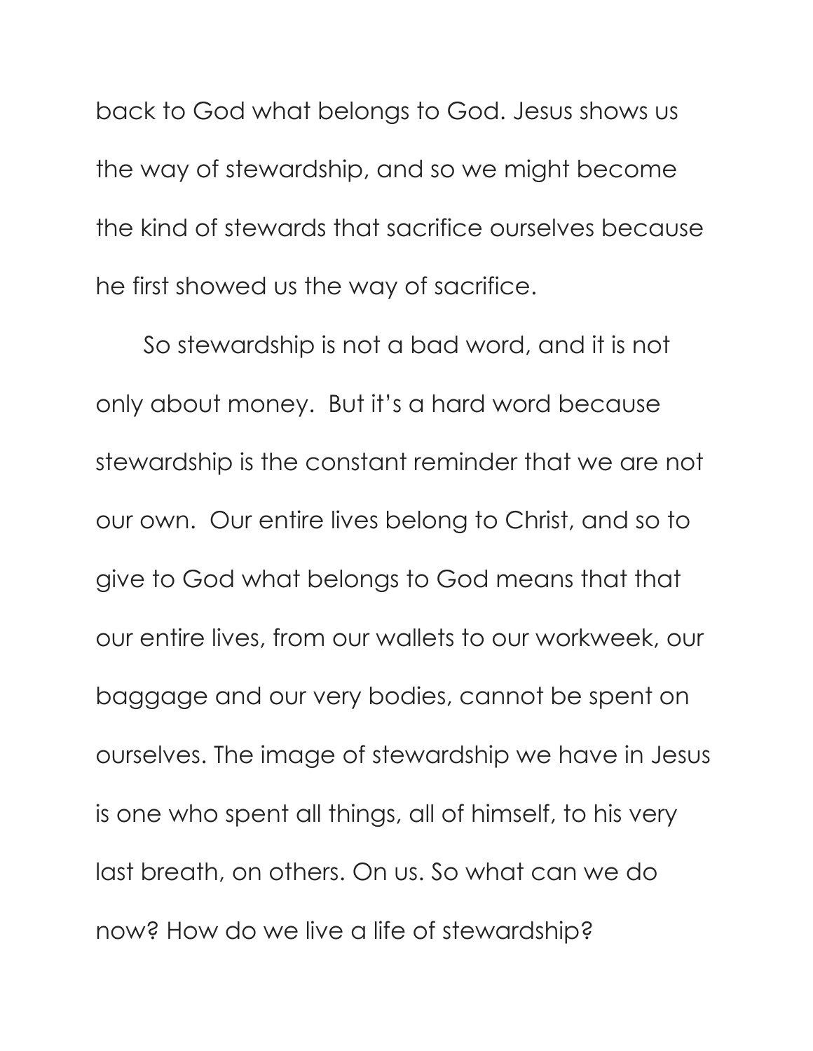back to God what belongs to God. Jesus shows us the way of stewardship, and so we might become the kind of stewards that sacrifice ourselves because he first showed us the way of sacrifice.

So stewardship is not a bad word, and it is not only about money.  But it's a hard word because stewardship is the constant reminder that we are not our own.  Our entire lives belong to Christ, and so to give to God what belongs to God means that that our entire lives, from our wallets to our workweek, our baggage and our very bodies, cannot be spent on ourselves. The image of stewardship we have in Jesus is one who spent all things, all of himself, to his very last breath, on others. On us. So what can we do now? How do we live a life of stewardship?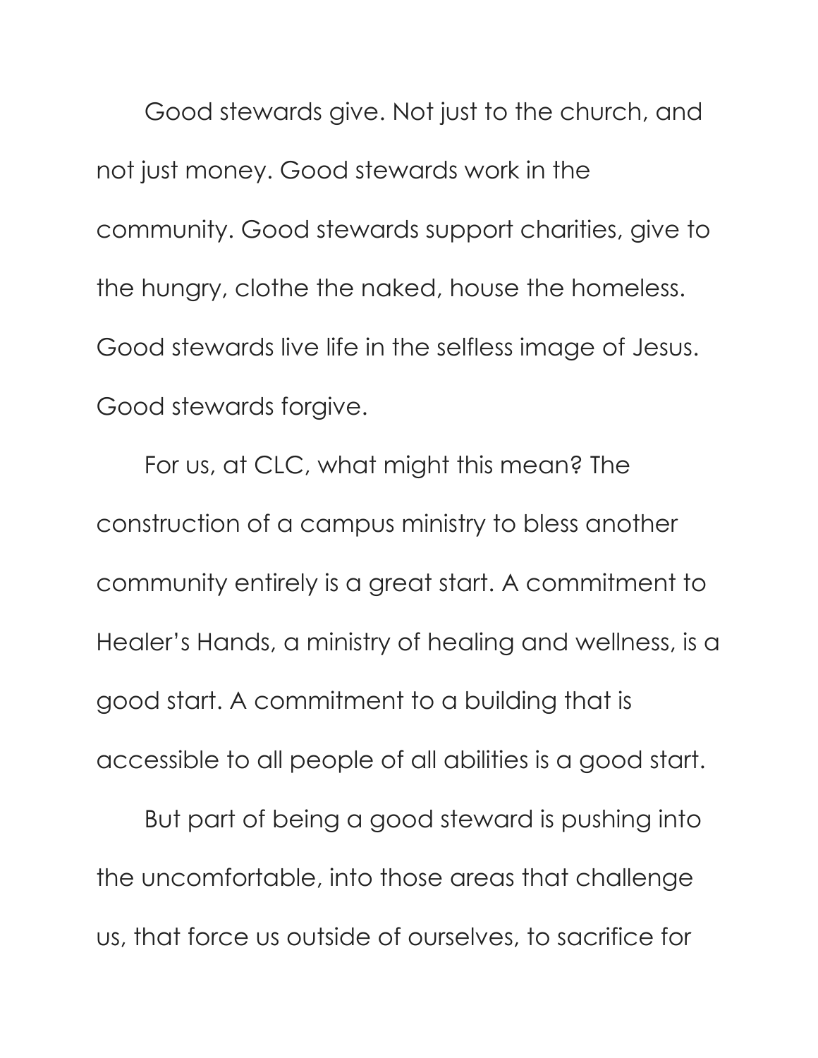Good stewards give. Not just to the church, and not just money. Good stewards work in the community. Good stewards support charities, give to the hungry, clothe the naked, house the homeless. Good stewards live life in the selfless image of Jesus. Good stewards forgive.

For us, at CLC, what might this mean? The construction of a campus ministry to bless another community entirely is a great start. A commitment to Healer's Hands, a ministry of healing and wellness, is a good start. A commitment to a building that is accessible to all people of all abilities is a good start.

But part of being a good steward is pushing into the uncomfortable, into those areas that challenge us, that force us outside of ourselves, to sacrifice for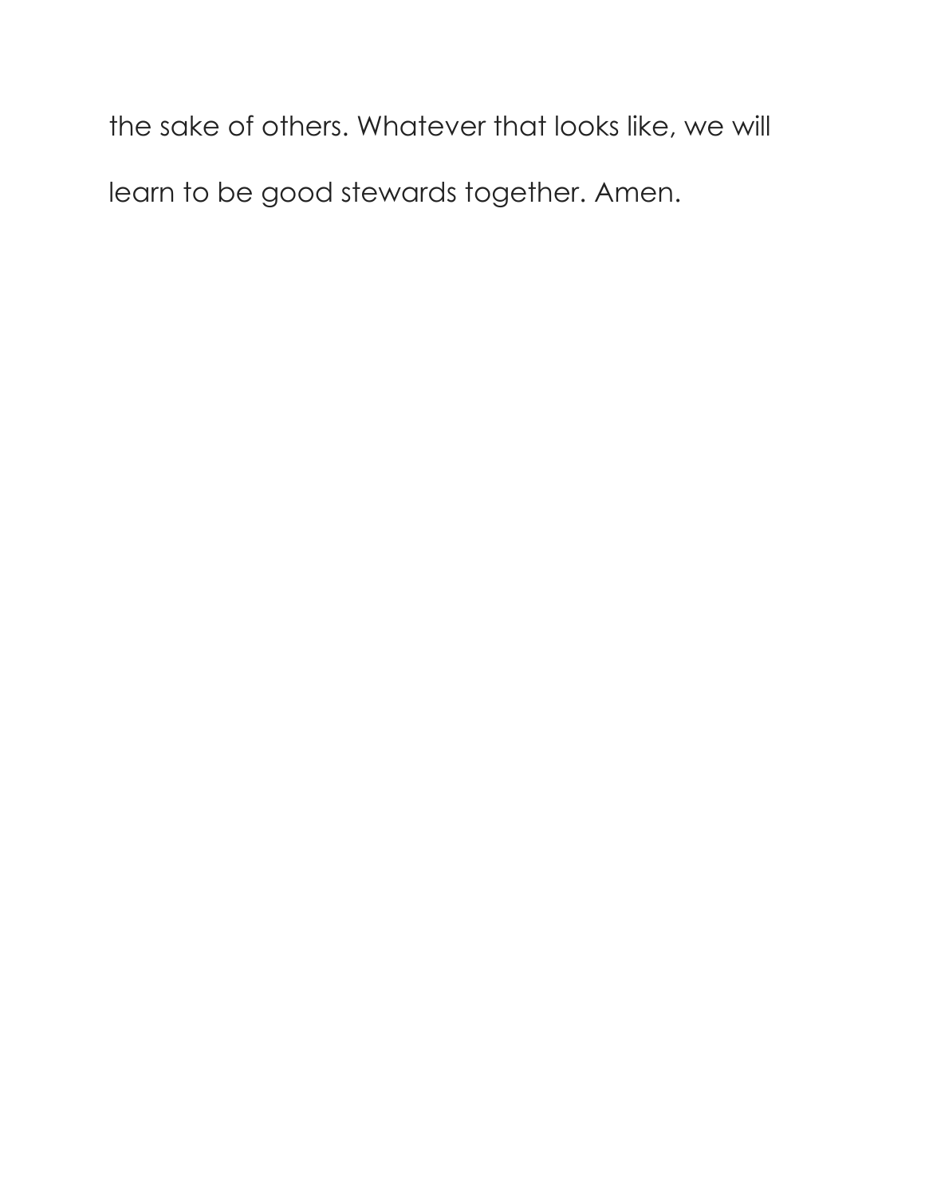the sake of others. Whatever that looks like, we will learn to be good stewards together. Amen.